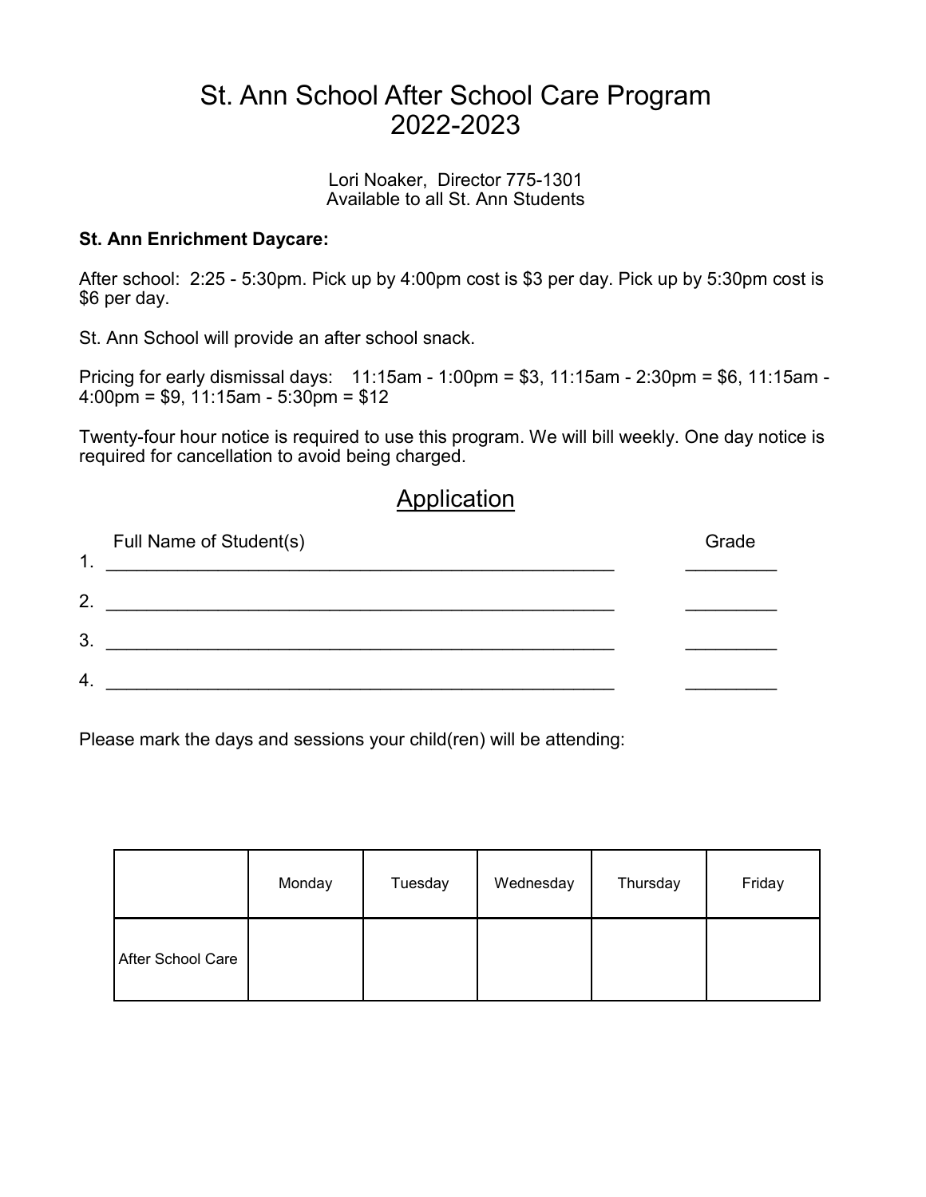# St. Ann School After School Care Program 2022-2023

Lori Noaker, Director 775-1301
Available to all St. Ann Students

**St. Ann Enrichment Daycare:**

After school: 2:25 - 5:30pm. Pick up by 4:00pm cost is $3 per day. Pick up by 5:30pm cost is $6 per day.

St. Ann School will provide an after school snack.

Pricing for early dismissal days: 11:15am - 1:00pm = $3, 11:15am - 2:30pm = $6, 11:15am - 4:00pm = $9, 11:15am - 5:30pm = $12

Twenty-four hour notice is required to use this program. We will bill weekly. One day notice is required for cancellation to avoid being charged.

## Application

Full Name of Student(s) Grade

1. ______________________________________________________ _________

2. ______________________________________________________ _________

3. ______________________________________________________ _________

4. ______________________________________________________ _________

Please mark the days and sessions your child(ren) will be attending:

| | Monday | Tuesday | Wednesday | Thursday | Friday |
|---|---|---|---|---|---|
| After School Care | | | | | |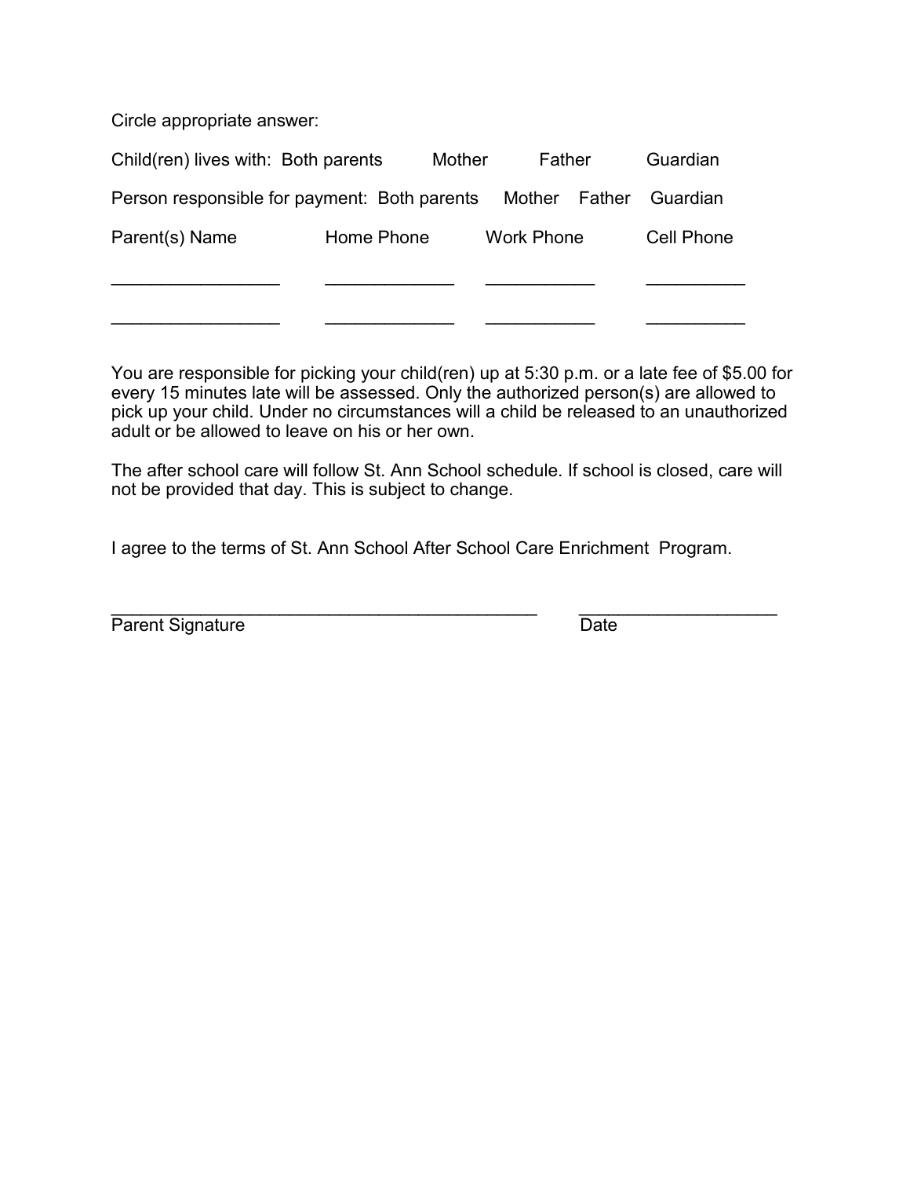Circle appropriate answer:

Child(ren) lives with: Both parents    Mother    Father    Guardian

Person responsible for payment: Both parents    Mother    Father    Guardian

| Parent(s) Name | Home Phone | Work Phone | Cell Phone |
|---|---|---|---|
| _________________ | _____________ | ___________ | __________ |
| _________________ | _____________ | ___________ | __________ |

You are responsible for picking your child(ren) up at 5:30 p.m. or a late fee of $5.00 for every 15 minutes late will be assessed. Only the authorized person(s) are allowed to pick up your child. Under no circumstances will a child be released to an unauthorized adult or be allowed to leave on his or her own.

The after school care will follow St. Ann School schedule. If school is closed, care will not be provided that day. This is subject to change.

I agree to the terms of St. Ann School After School Care Enrichment Program.

_____________________________________________    ____________________

Parent Signature    Date